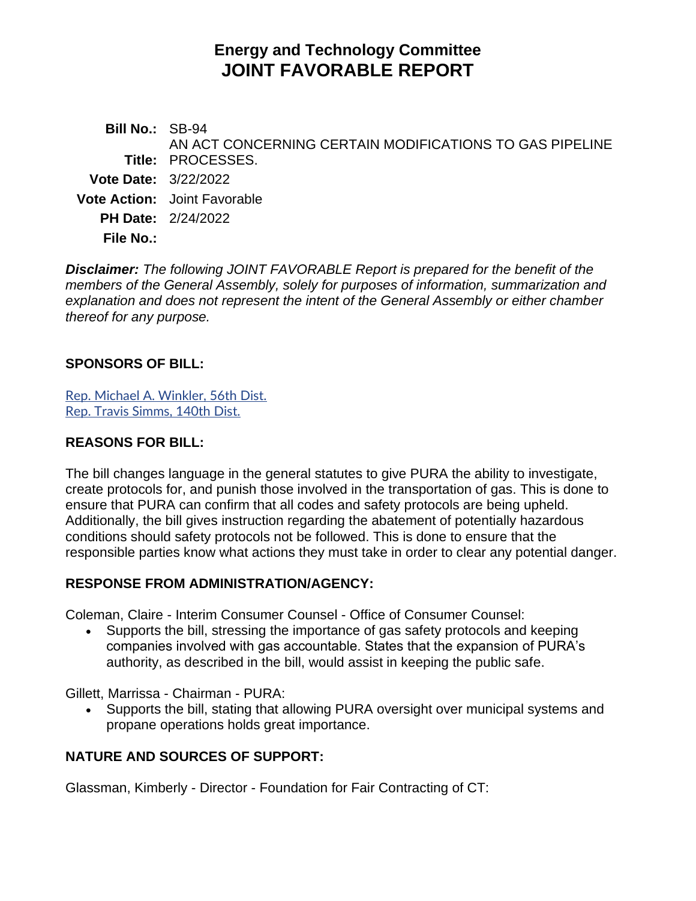# Energy and Technology Committee
# JOINT FAVORABLE REPORT

**Bill No.:** SB-94

**Title:** AN ACT CONCERNING CERTAIN MODIFICATIONS TO GAS PIPELINE PROCESSES.

**Vote Date:** 3/22/2022

**Vote Action:** Joint Favorable

**PH Date:** 2/24/2022

**File No.:**

***Disclaimer:*** *The following JOINT FAVORABLE Report is prepared for the benefit of the members of the General Assembly, solely for purposes of information, summarization and explanation and does not represent the intent of the General Assembly or either chamber thereof for any purpose.*

## SPONSORS OF BILL:

Rep. Michael A. Winkler, 56th Dist.
Rep. Travis Simms, 140th Dist.

## REASONS FOR BILL:

The bill changes language in the general statutes to give PURA the ability to investigate, create protocols for, and punish those involved in the transportation of gas. This is done to ensure that PURA can confirm that all codes and safety protocols are being upheld. Additionally, the bill gives instruction regarding the abatement of potentially hazardous conditions should safety protocols not be followed. This is done to ensure that the responsible parties know what actions they must take in order to clear any potential danger.

## RESPONSE FROM ADMINISTRATION/AGENCY:

Coleman, Claire - Interim Consumer Counsel - Office of Consumer Counsel:

- Supports the bill, stressing the importance of gas safety protocols and keeping companies involved with gas accountable. States that the expansion of PURA's authority, as described in the bill, would assist in keeping the public safe.

Gillett, Marrissa - Chairman - PURA:

- Supports the bill, stating that allowing PURA oversight over municipal systems and propane operations holds great importance.

## NATURE AND SOURCES OF SUPPORT:

Glassman, Kimberly - Director - Foundation for Fair Contracting of CT: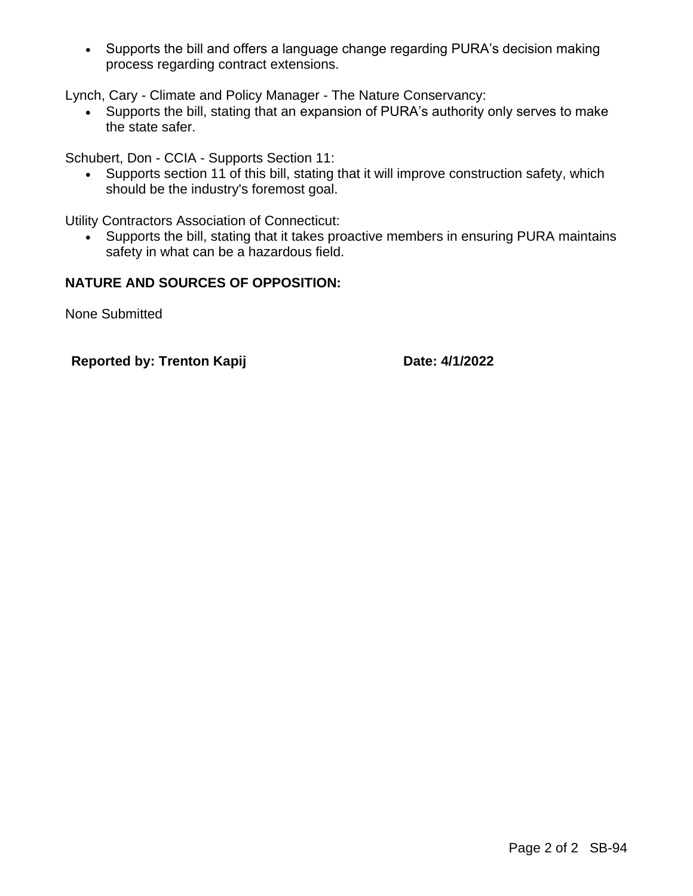- Supports the bill and offers a language change regarding PURA's decision making process regarding contract extensions.

Lynch, Cary - Climate and Policy Manager - The Nature Conservancy:

- Supports the bill, stating that an expansion of PURA's authority only serves to make the state safer.

Schubert, Don - CCIA - Supports Section 11:

- Supports section 11 of this bill, stating that it will improve construction safety, which should be the industry's foremost goal.

Utility Contractors Association of Connecticut:

- Supports the bill, stating that it takes proactive members in ensuring PURA maintains safety in what can be a hazardous field.

**NATURE AND SOURCES OF OPPOSITION:**

None Submitted

**Reported by: Trenton Kapij** **Date: 4/1/2022**